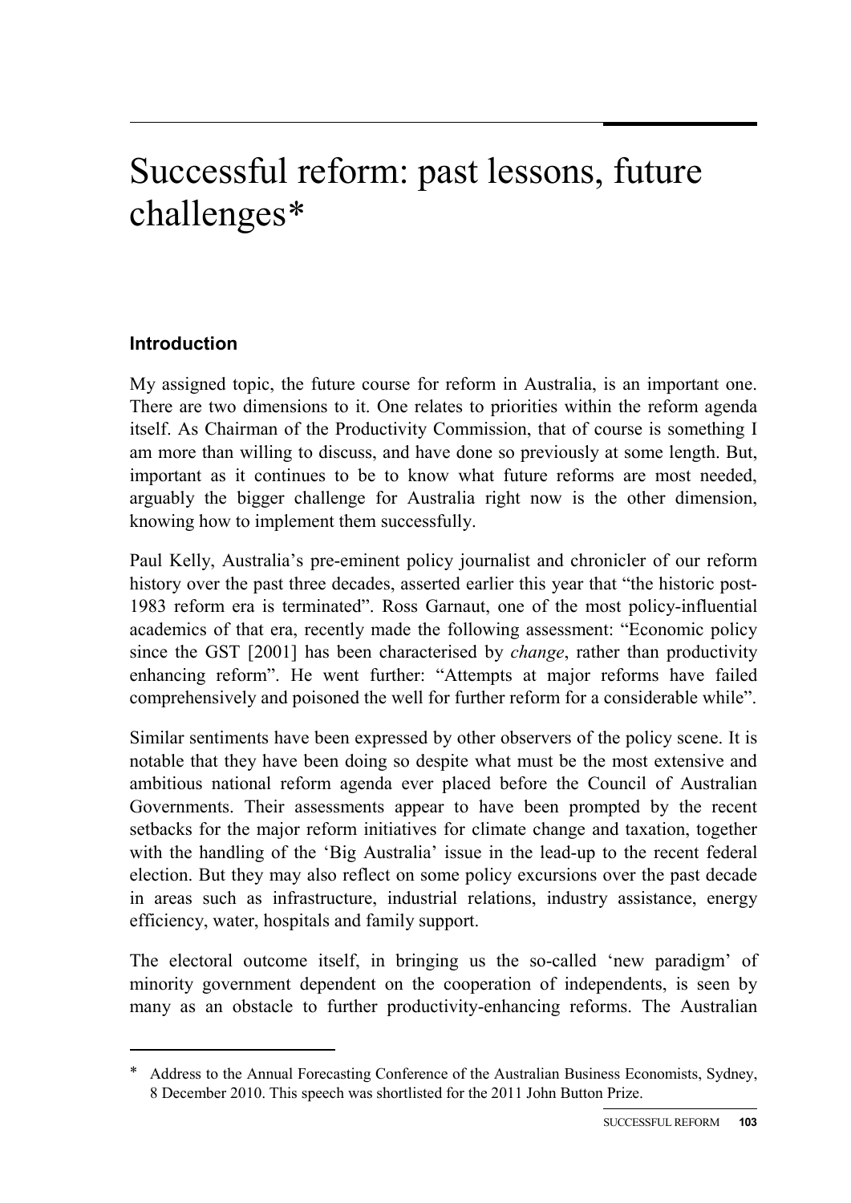# Successful reform: past lessons, future challenges*

## Introduction

My assigned topic, the future course for reform in Australia, is an important one. There are two dimensions to it. One relates to priorities within the reform agenda itself. As Chairman of the Productivity Commission, that of course is something I am more than willing to discuss, and have done so previously at some length. But, important as it continues to be to know what future reforms are most needed, arguably the bigger challenge for Australia right now is the other dimension, knowing how to implement them successfully.

Paul Kelly, Australia's pre-eminent policy journalist and chronicler of our reform history over the past three decades, asserted earlier this year that "the historic post-1983 reform era is terminated". Ross Garnaut, one of the most policy-influential academics of that era, recently made the following assessment: "Economic policy since the GST [2001] has been characterised by *change*, rather than productivity enhancing reform". He went further: "Attempts at major reforms have failed comprehensively and poisoned the well for further reform for a considerable while".

Similar sentiments have been expressed by other observers of the policy scene. It is notable that they have been doing so despite what must be the most extensive and ambitious national reform agenda ever placed before the Council of Australian Governments. Their assessments appear to have been prompted by the recent setbacks for the major reform initiatives for climate change and taxation, together with the handling of the 'Big Australia' issue in the lead-up to the recent federal election. But they may also reflect on some policy excursions over the past decade in areas such as infrastructure, industrial relations, industry assistance, energy efficiency, water, hospitals and family support.

The electoral outcome itself, in bringing us the so-called 'new paradigm' of minority government dependent on the cooperation of independents, is seen by many as an obstacle to further productivity-enhancing reforms. The Australian

---

* Address to the Annual Forecasting Conference of the Australian Business Economists, Sydney, 8 December 2010. This speech was shortlisted for the 2011 John Button Prize.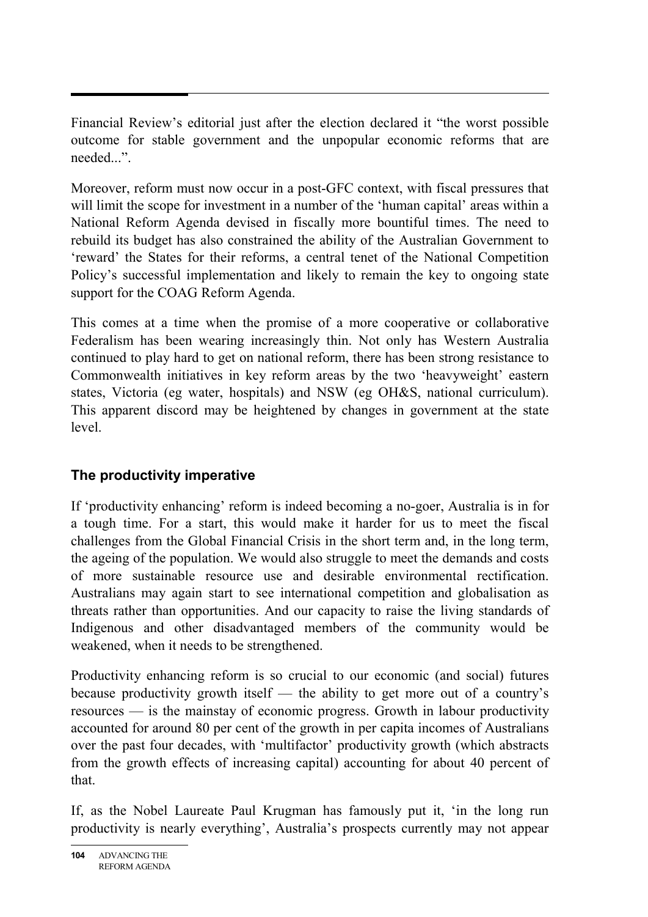Financial Review's editorial just after the election declared it "the worst possible outcome for stable government and the unpopular economic reforms that are needed...".

Moreover, reform must now occur in a post-GFC context, with fiscal pressures that will limit the scope for investment in a number of the 'human capital' areas within a National Reform Agenda devised in fiscally more bountiful times. The need to rebuild its budget has also constrained the ability of the Australian Government to 'reward' the States for their reforms, a central tenet of the National Competition Policy's successful implementation and likely to remain the key to ongoing state support for the COAG Reform Agenda.

This comes at a time when the promise of a more cooperative or collaborative Federalism has been wearing increasingly thin. Not only has Western Australia continued to play hard to get on national reform, there has been strong resistance to Commonwealth initiatives in key reform areas by the two 'heavyweight' eastern states, Victoria (eg water, hospitals) and NSW (eg OH&S, national curriculum). This apparent discord may be heightened by changes in government at the state level.

## The productivity imperative

If 'productivity enhancing' reform is indeed becoming a no-goer, Australia is in for a tough time. For a start, this would make it harder for us to meet the fiscal challenges from the Global Financial Crisis in the short term and, in the long term, the ageing of the population. We would also struggle to meet the demands and costs of more sustainable resource use and desirable environmental rectification. Australians may again start to see international competition and globalisation as threats rather than opportunities. And our capacity to raise the living standards of Indigenous and other disadvantaged members of the community would be weakened, when it needs to be strengthened.

Productivity enhancing reform is so crucial to our economic (and social) futures because productivity growth itself — the ability to get more out of a country's resources — is the mainstay of economic progress. Growth in labour productivity accounted for around 80 per cent of the growth in per capita incomes of Australians over the past four decades, with 'multifactor' productivity growth (which abstracts from the growth effects of increasing capital) accounting for about 40 percent of that.

If, as the Nobel Laureate Paul Krugman has famously put it, 'in the long run productivity is nearly everything', Australia's prospects currently may not appear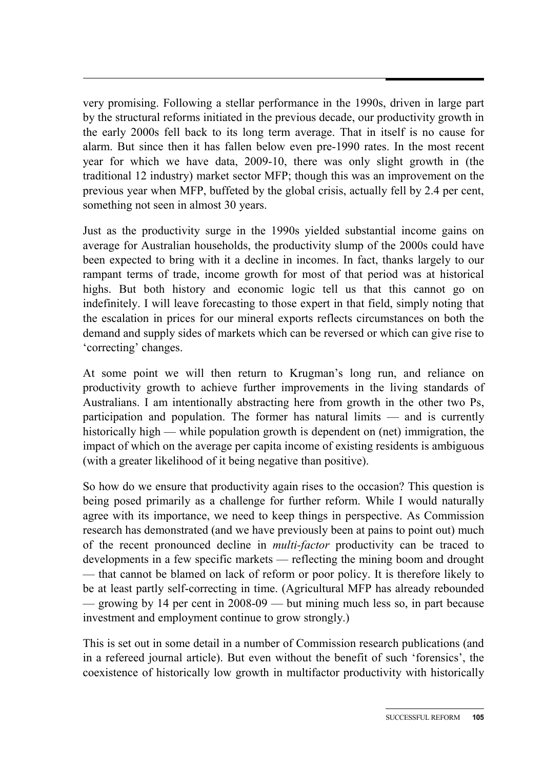very promising. Following a stellar performance in the 1990s, driven in large part by the structural reforms initiated in the previous decade, our productivity growth in the early 2000s fell back to its long term average. That in itself is no cause for alarm. But since then it has fallen below even pre-1990 rates. In the most recent year for which we have data, 2009-10, there was only slight growth in (the traditional 12 industry) market sector MFP; though this was an improvement on the previous year when MFP, buffeted by the global crisis, actually fell by 2.4 per cent, something not seen in almost 30 years.

Just as the productivity surge in the 1990s yielded substantial income gains on average for Australian households, the productivity slump of the 2000s could have been expected to bring with it a decline in incomes. In fact, thanks largely to our rampant terms of trade, income growth for most of that period was at historical highs. But both history and economic logic tell us that this cannot go on indefinitely. I will leave forecasting to those expert in that field, simply noting that the escalation in prices for our mineral exports reflects circumstances on both the demand and supply sides of markets which can be reversed or which can give rise to 'correcting' changes.

At some point we will then return to Krugman's long run, and reliance on productivity growth to achieve further improvements in the living standards of Australians. I am intentionally abstracting here from growth in the other two Ps, participation and population. The former has natural limits — and is currently historically high — while population growth is dependent on (net) immigration, the impact of which on the average per capita income of existing residents is ambiguous (with a greater likelihood of it being negative than positive).

So how do we ensure that productivity again rises to the occasion? This question is being posed primarily as a challenge for further reform. While I would naturally agree with its importance, we need to keep things in perspective. As Commission research has demonstrated (and we have previously been at pains to point out) much of the recent pronounced decline in *multi-factor* productivity can be traced to developments in a few specific markets — reflecting the mining boom and drought — that cannot be blamed on lack of reform or poor policy. It is therefore likely to be at least partly self-correcting in time. (Agricultural MFP has already rebounded — growing by 14 per cent in 2008-09 — but mining much less so, in part because investment and employment continue to grow strongly.)

This is set out in some detail in a number of Commission research publications (and in a refereed journal article). But even without the benefit of such 'forensics', the coexistence of historically low growth in multifactor productivity with historically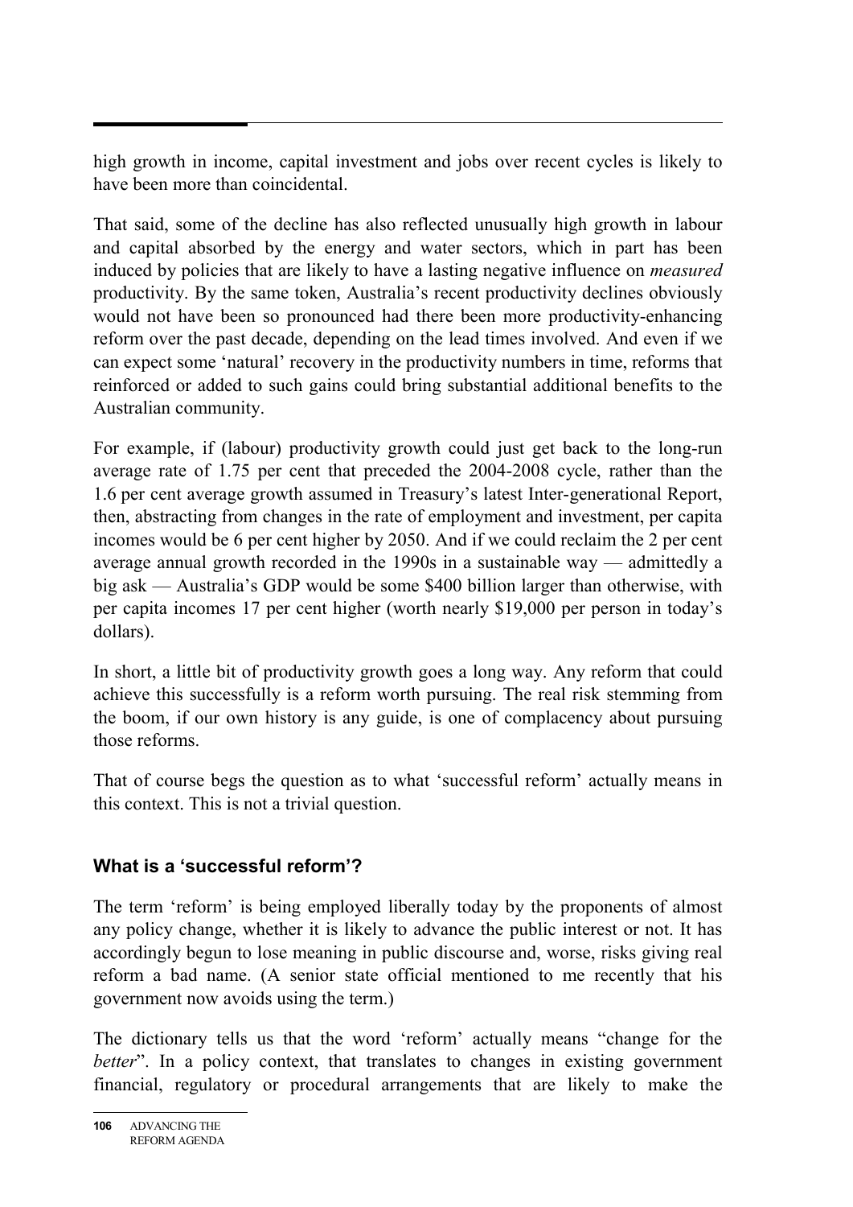high growth in income, capital investment and jobs over recent cycles is likely to have been more than coincidental.

That said, some of the decline has also reflected unusually high growth in labour and capital absorbed by the energy and water sectors, which in part has been induced by policies that are likely to have a lasting negative influence on *measured* productivity. By the same token, Australia's recent productivity declines obviously would not have been so pronounced had there been more productivity-enhancing reform over the past decade, depending on the lead times involved. And even if we can expect some 'natural' recovery in the productivity numbers in time, reforms that reinforced or added to such gains could bring substantial additional benefits to the Australian community.

For example, if (labour) productivity growth could just get back to the long-run average rate of 1.75 per cent that preceded the 2004-2008 cycle, rather than the 1.6 per cent average growth assumed in Treasury's latest Inter-generational Report, then, abstracting from changes in the rate of employment and investment, per capita incomes would be 6 per cent higher by 2050. And if we could reclaim the 2 per cent average annual growth recorded in the 1990s in a sustainable way — admittedly a big ask — Australia's GDP would be some $400 billion larger than otherwise, with per capita incomes 17 per cent higher (worth nearly $19,000 per person in today's dollars).

In short, a little bit of productivity growth goes a long way. Any reform that could achieve this successfully is a reform worth pursuing. The real risk stemming from the boom, if our own history is any guide, is one of complacency about pursuing those reforms.

That of course begs the question as to what 'successful reform' actually means in this context. This is not a trivial question.

### What is a 'successful reform'?

The term 'reform' is being employed liberally today by the proponents of almost any policy change, whether it is likely to advance the public interest or not. It has accordingly begun to lose meaning in public discourse and, worse, risks giving real reform a bad name. (A senior state official mentioned to me recently that his government now avoids using the term.)

The dictionary tells us that the word 'reform' actually means "change for the *better*". In a policy context, that translates to changes in existing government financial, regulatory or procedural arrangements that are likely to make the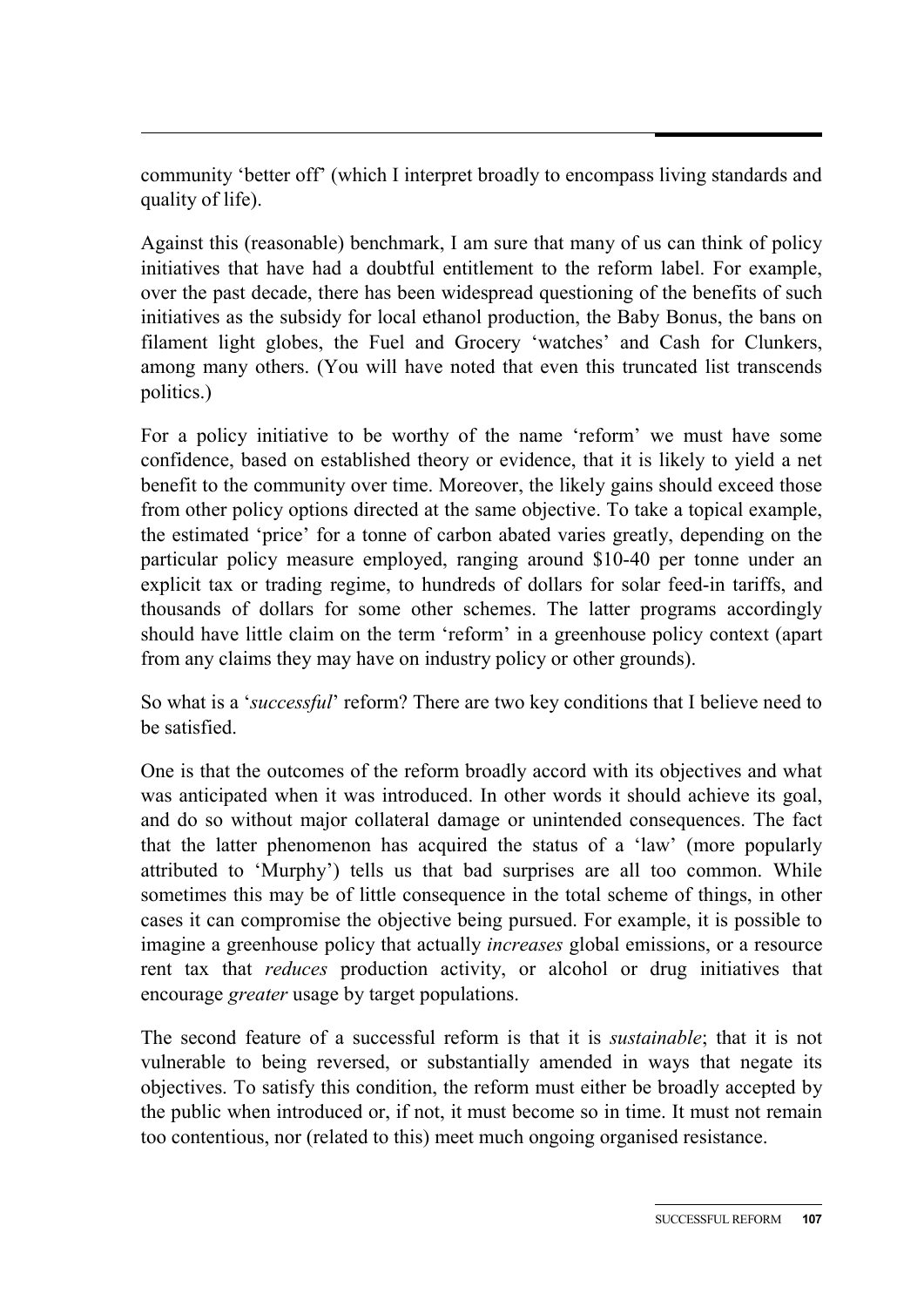community 'better off' (which I interpret broadly to encompass living standards and quality of life).

Against this (reasonable) benchmark, I am sure that many of us can think of policy initiatives that have had a doubtful entitlement to the reform label. For example, over the past decade, there has been widespread questioning of the benefits of such initiatives as the subsidy for local ethanol production, the Baby Bonus, the bans on filament light globes, the Fuel and Grocery 'watches' and Cash for Clunkers, among many others. (You will have noted that even this truncated list transcends politics.)

For a policy initiative to be worthy of the name 'reform' we must have some confidence, based on established theory or evidence, that it is likely to yield a net benefit to the community over time. Moreover, the likely gains should exceed those from other policy options directed at the same objective. To take a topical example, the estimated 'price' for a tonne of carbon abated varies greatly, depending on the particular policy measure employed, ranging around \$10-40 per tonne under an explicit tax or trading regime, to hundreds of dollars for solar feed-in tariffs, and thousands of dollars for some other schemes. The latter programs accordingly should have little claim on the term 'reform' in a greenhouse policy context (apart from any claims they may have on industry policy or other grounds).

So what is a '*successful*' reform? There are two key conditions that I believe need to be satisfied.

One is that the outcomes of the reform broadly accord with its objectives and what was anticipated when it was introduced. In other words it should achieve its goal, and do so without major collateral damage or unintended consequences. The fact that the latter phenomenon has acquired the status of a 'law' (more popularly attributed to 'Murphy') tells us that bad surprises are all too common. While sometimes this may be of little consequence in the total scheme of things, in other cases it can compromise the objective being pursued. For example, it is possible to imagine a greenhouse policy that actually *increases* global emissions, or a resource rent tax that *reduces* production activity, or alcohol or drug initiatives that encourage *greater* usage by target populations.

The second feature of a successful reform is that it is *sustainable*; that it is not vulnerable to being reversed, or substantially amended in ways that negate its objectives. To satisfy this condition, the reform must either be broadly accepted by the public when introduced or, if not, it must become so in time. It must not remain too contentious, nor (related to this) meet much ongoing organised resistance.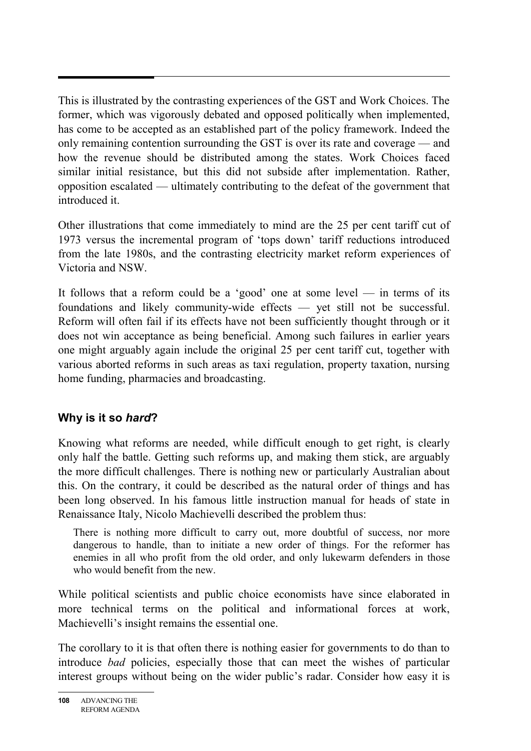This is illustrated by the contrasting experiences of the GST and Work Choices. The former, which was vigorously debated and opposed politically when implemented, has come to be accepted as an established part of the policy framework. Indeed the only remaining contention surrounding the GST is over its rate and coverage — and how the revenue should be distributed among the states. Work Choices faced similar initial resistance, but this did not subside after implementation. Rather, opposition escalated — ultimately contributing to the defeat of the government that introduced it.

Other illustrations that come immediately to mind are the 25 per cent tariff cut of 1973 versus the incremental program of 'tops down' tariff reductions introduced from the late 1980s, and the contrasting electricity market reform experiences of Victoria and NSW.

It follows that a reform could be a 'good' one at some level — in terms of its foundations and likely community-wide effects — yet still not be successful. Reform will often fail if its effects have not been sufficiently thought through or it does not win acceptance as being beneficial. Among such failures in earlier years one might arguably again include the original 25 per cent tariff cut, together with various aborted reforms in such areas as taxi regulation, property taxation, nursing home funding, pharmacies and broadcasting.

## Why is it so *hard*?

Knowing what reforms are needed, while difficult enough to get right, is clearly only half the battle. Getting such reforms up, and making them stick, are arguably the more difficult challenges. There is nothing new or particularly Australian about this. On the contrary, it could be described as the natural order of things and has been long observed. In his famous little instruction manual for heads of state in Renaissance Italy, Nicolo Machievelli described the problem thus:

> There is nothing more difficult to carry out, more doubtful of success, nor more dangerous to handle, than to initiate a new order of things. For the reformer has enemies in all who profit from the old order, and only lukewarm defenders in those who would benefit from the new.

While political scientists and public choice economists have since elaborated in more technical terms on the political and informational forces at work, Machievelli's insight remains the essential one.

The corollary to it is that often there is nothing easier for governments to do than to introduce *bad* policies, especially those that can meet the wishes of particular interest groups without being on the wider public's radar. Consider how easy it is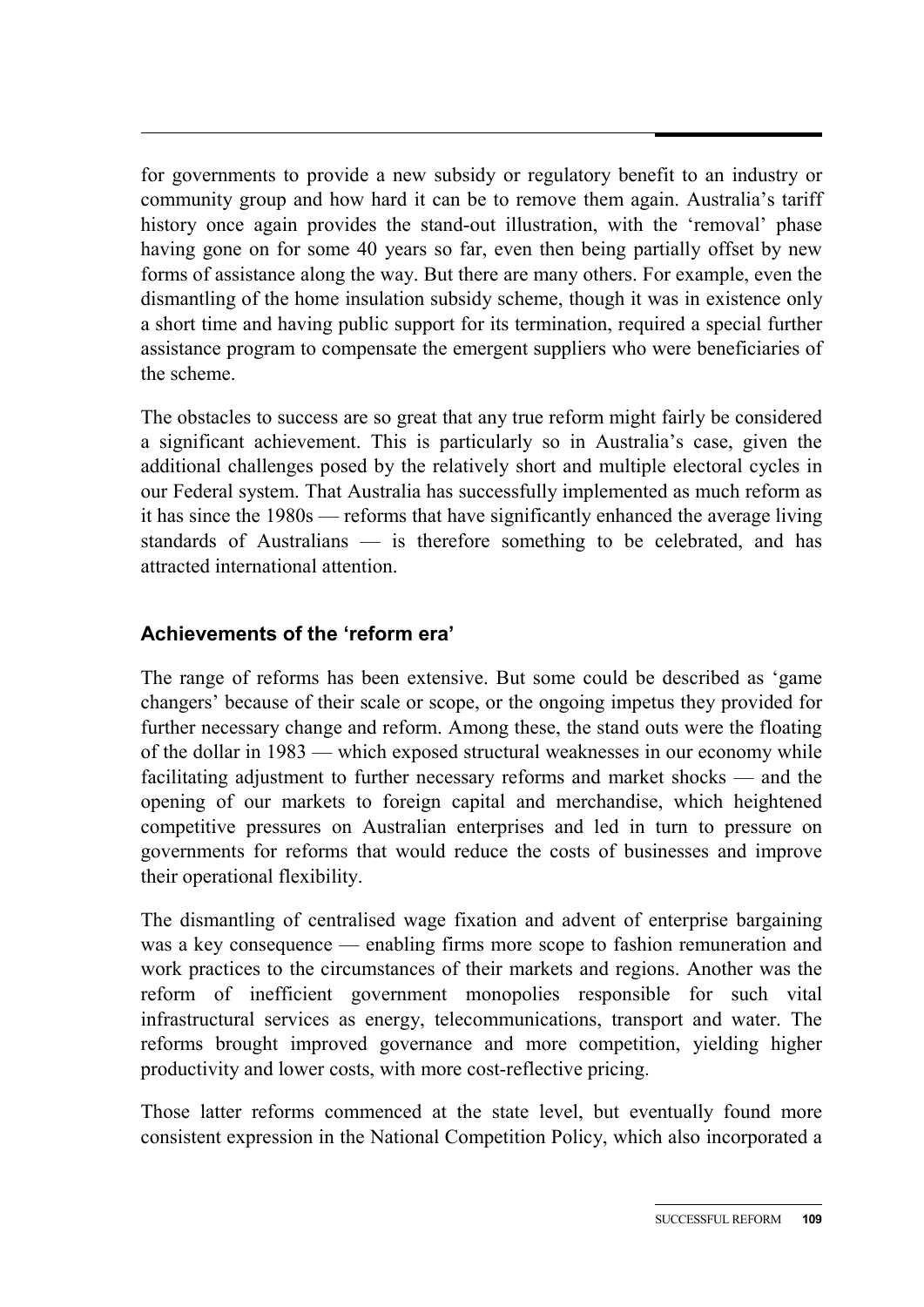for governments to provide a new subsidy or regulatory benefit to an industry or community group and how hard it can be to remove them again. Australia's tariff history once again provides the stand-out illustration, with the 'removal' phase having gone on for some 40 years so far, even then being partially offset by new forms of assistance along the way. But there are many others. For example, even the dismantling of the home insulation subsidy scheme, though it was in existence only a short time and having public support for its termination, required a special further assistance program to compensate the emergent suppliers who were beneficiaries of the scheme.

The obstacles to success are so great that any true reform might fairly be considered a significant achievement. This is particularly so in Australia's case, given the additional challenges posed by the relatively short and multiple electoral cycles in our Federal system. That Australia has successfully implemented as much reform as it has since the 1980s — reforms that have significantly enhanced the average living standards of Australians — is therefore something to be celebrated, and has attracted international attention.

### Achievements of the 'reform era'

The range of reforms has been extensive. But some could be described as 'game changers' because of their scale or scope, or the ongoing impetus they provided for further necessary change and reform. Among these, the stand outs were the floating of the dollar in 1983 — which exposed structural weaknesses in our economy while facilitating adjustment to further necessary reforms and market shocks — and the opening of our markets to foreign capital and merchandise, which heightened competitive pressures on Australian enterprises and led in turn to pressure on governments for reforms that would reduce the costs of businesses and improve their operational flexibility.

The dismantling of centralised wage fixation and advent of enterprise bargaining was a key consequence — enabling firms more scope to fashion remuneration and work practices to the circumstances of their markets and regions. Another was the reform of inefficient government monopolies responsible for such vital infrastructural services as energy, telecommunications, transport and water. The reforms brought improved governance and more competition, yielding higher productivity and lower costs, with more cost-reflective pricing.

Those latter reforms commenced at the state level, but eventually found more consistent expression in the National Competition Policy, which also incorporated a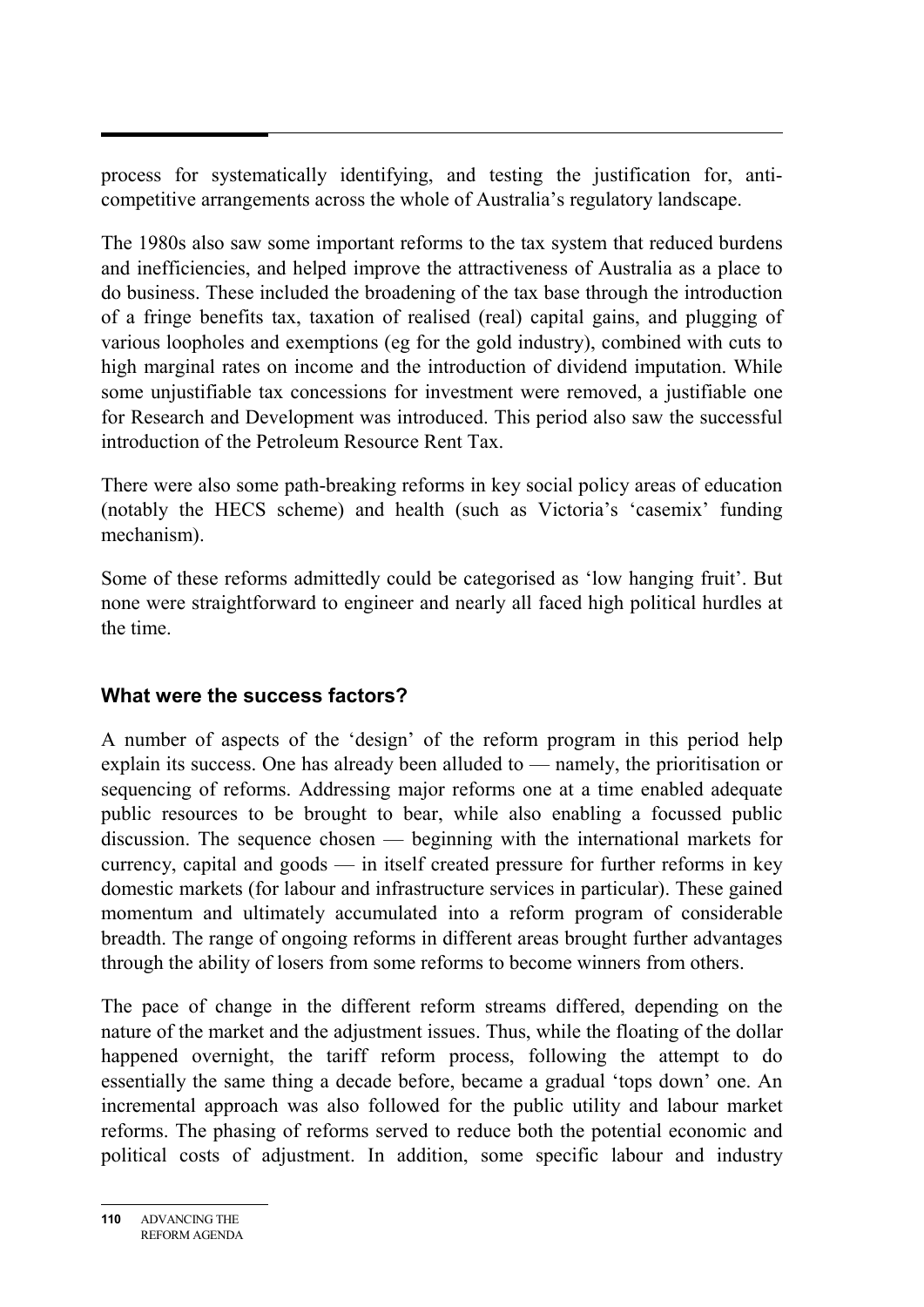process for systematically identifying, and testing the justification for, anti-competitive arrangements across the whole of Australia's regulatory landscape.

The 1980s also saw some important reforms to the tax system that reduced burdens and inefficiencies, and helped improve the attractiveness of Australia as a place to do business. These included the broadening of the tax base through the introduction of a fringe benefits tax, taxation of realised (real) capital gains, and plugging of various loopholes and exemptions (eg for the gold industry), combined with cuts to high marginal rates on income and the introduction of dividend imputation. While some unjustifiable tax concessions for investment were removed, a justifiable one for Research and Development was introduced. This period also saw the successful introduction of the Petroleum Resource Rent Tax.

There were also some path-breaking reforms in key social policy areas of education (notably the HECS scheme) and health (such as Victoria's 'casemix' funding mechanism).

Some of these reforms admittedly could be categorised as 'low hanging fruit'. But none were straightforward to engineer and nearly all faced high political hurdles at the time.

### What were the success factors?

A number of aspects of the 'design' of the reform program in this period help explain its success. One has already been alluded to — namely, the prioritisation or sequencing of reforms. Addressing major reforms one at a time enabled adequate public resources to be brought to bear, while also enabling a focussed public discussion. The sequence chosen — beginning with the international markets for currency, capital and goods — in itself created pressure for further reforms in key domestic markets (for labour and infrastructure services in particular). These gained momentum and ultimately accumulated into a reform program of considerable breadth. The range of ongoing reforms in different areas brought further advantages through the ability of losers from some reforms to become winners from others.

The pace of change in the different reform streams differed, depending on the nature of the market and the adjustment issues. Thus, while the floating of the dollar happened overnight, the tariff reform process, following the attempt to do essentially the same thing a decade before, became a gradual 'tops down' one. An incremental approach was also followed for the public utility and labour market reforms. The phasing of reforms served to reduce both the potential economic and political costs of adjustment. In addition, some specific labour and industry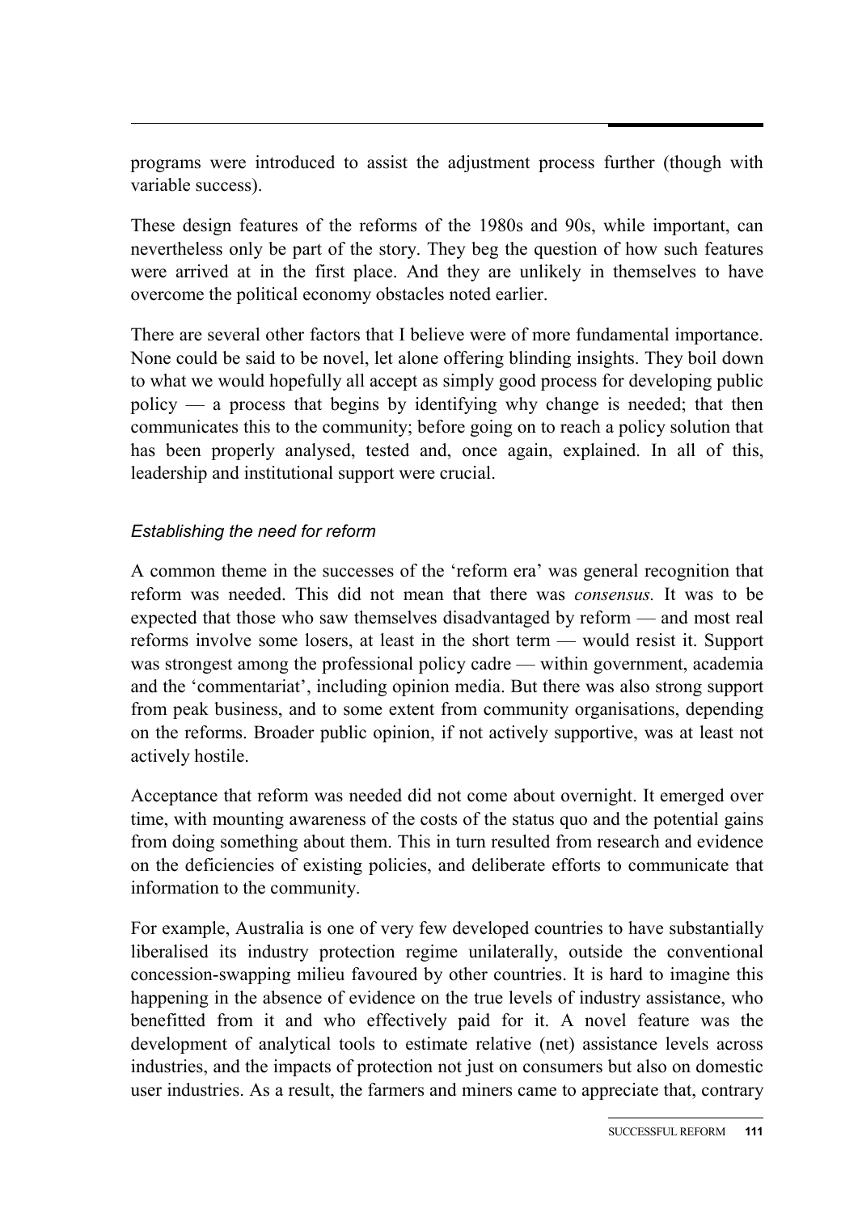programs were introduced to assist the adjustment process further (though with variable success).

These design features of the reforms of the 1980s and 90s, while important, can nevertheless only be part of the story. They beg the question of how such features were arrived at in the first place. And they are unlikely in themselves to have overcome the political economy obstacles noted earlier.

There are several other factors that I believe were of more fundamental importance. None could be said to be novel, let alone offering blinding insights. They boil down to what we would hopefully all accept as simply good process for developing public policy — a process that begins by identifying why change is needed; that then communicates this to the community; before going on to reach a policy solution that has been properly analysed, tested and, once again, explained. In all of this, leadership and institutional support were crucial.

### *Establishing the need for reform*

A common theme in the successes of the 'reform era' was general recognition that reform was needed. This did not mean that there was *consensus.* It was to be expected that those who saw themselves disadvantaged by reform — and most real reforms involve some losers, at least in the short term — would resist it. Support was strongest among the professional policy cadre — within government, academia and the 'commentariat', including opinion media. But there was also strong support from peak business, and to some extent from community organisations, depending on the reforms. Broader public opinion, if not actively supportive, was at least not actively hostile.

Acceptance that reform was needed did not come about overnight. It emerged over time, with mounting awareness of the costs of the status quo and the potential gains from doing something about them. This in turn resulted from research and evidence on the deficiencies of existing policies, and deliberate efforts to communicate that information to the community.

For example, Australia is one of very few developed countries to have substantially liberalised its industry protection regime unilaterally, outside the conventional concession-swapping milieu favoured by other countries. It is hard to imagine this happening in the absence of evidence on the true levels of industry assistance, who benefitted from it and who effectively paid for it. A novel feature was the development of analytical tools to estimate relative (net) assistance levels across industries, and the impacts of protection not just on consumers but also on domestic user industries. As a result, the farmers and miners came to appreciate that, contrary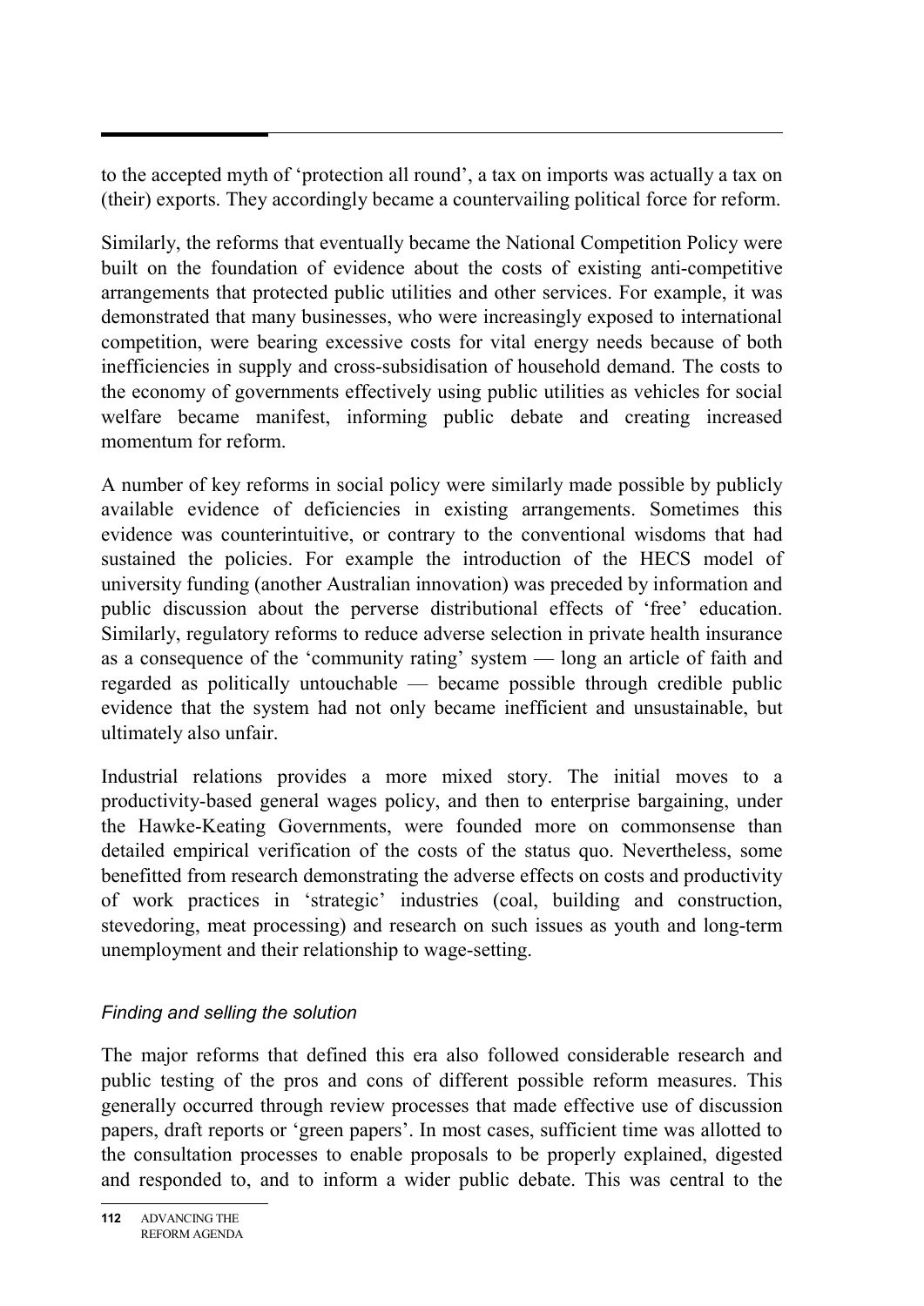to the accepted myth of 'protection all round', a tax on imports was actually a tax on (their) exports. They accordingly became a countervailing political force for reform.

Similarly, the reforms that eventually became the National Competition Policy were built on the foundation of evidence about the costs of existing anti-competitive arrangements that protected public utilities and other services. For example, it was demonstrated that many businesses, who were increasingly exposed to international competition, were bearing excessive costs for vital energy needs because of both inefficiencies in supply and cross-subsidisation of household demand. The costs to the economy of governments effectively using public utilities as vehicles for social welfare became manifest, informing public debate and creating increased momentum for reform.

A number of key reforms in social policy were similarly made possible by publicly available evidence of deficiencies in existing arrangements. Sometimes this evidence was counterintuitive, or contrary to the conventional wisdoms that had sustained the policies. For example the introduction of the HECS model of university funding (another Australian innovation) was preceded by information and public discussion about the perverse distributional effects of 'free' education. Similarly, regulatory reforms to reduce adverse selection in private health insurance as a consequence of the 'community rating' system — long an article of faith and regarded as politically untouchable — became possible through credible public evidence that the system had not only became inefficient and unsustainable, but ultimately also unfair.

Industrial relations provides a more mixed story. The initial moves to a productivity-based general wages policy, and then to enterprise bargaining, under the Hawke-Keating Governments, were founded more on commonsense than detailed empirical verification of the costs of the status quo. Nevertheless, some benefitted from research demonstrating the adverse effects on costs and productivity of work practices in 'strategic' industries (coal, building and construction, stevedoring, meat processing) and research on such issues as youth and long-term unemployment and their relationship to wage-setting.

### *Finding and selling the solution*

The major reforms that defined this era also followed considerable research and public testing of the pros and cons of different possible reform measures. This generally occurred through review processes that made effective use of discussion papers, draft reports or 'green papers'. In most cases, sufficient time was allotted to the consultation processes to enable proposals to be properly explained, digested and responded to, and to inform a wider public debate. This was central to the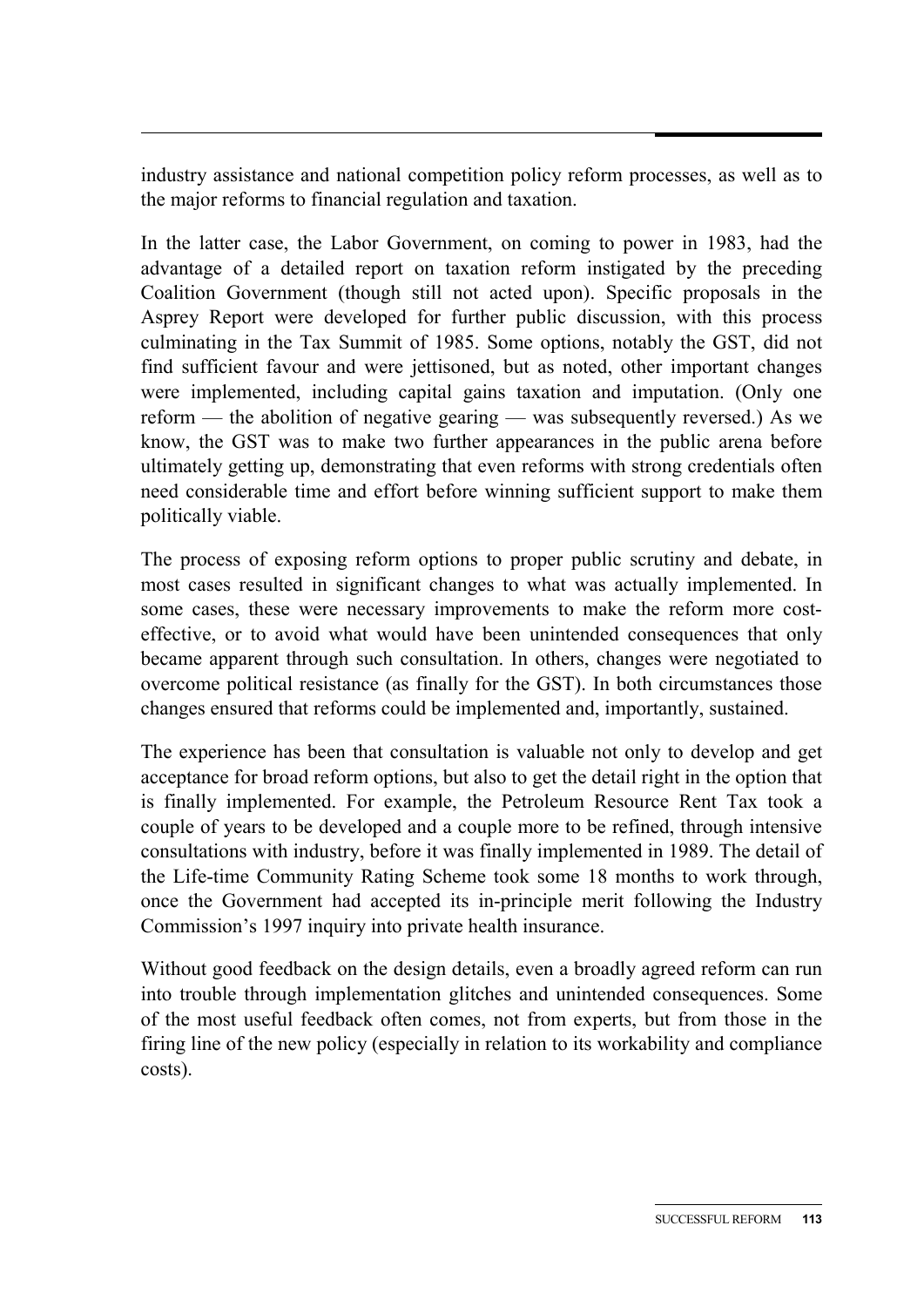industry assistance and national competition policy reform processes, as well as to the major reforms to financial regulation and taxation.

In the latter case, the Labor Government, on coming to power in 1983, had the advantage of a detailed report on taxation reform instigated by the preceding Coalition Government (though still not acted upon). Specific proposals in the Asprey Report were developed for further public discussion, with this process culminating in the Tax Summit of 1985. Some options, notably the GST, did not find sufficient favour and were jettisoned, but as noted, other important changes were implemented, including capital gains taxation and imputation. (Only one reform — the abolition of negative gearing — was subsequently reversed.) As we know, the GST was to make two further appearances in the public arena before ultimately getting up, demonstrating that even reforms with strong credentials often need considerable time and effort before winning sufficient support to make them politically viable.

The process of exposing reform options to proper public scrutiny and debate, in most cases resulted in significant changes to what was actually implemented. In some cases, these were necessary improvements to make the reform more cost-effective, or to avoid what would have been unintended consequences that only became apparent through such consultation. In others, changes were negotiated to overcome political resistance (as finally for the GST). In both circumstances those changes ensured that reforms could be implemented and, importantly, sustained.

The experience has been that consultation is valuable not only to develop and get acceptance for broad reform options, but also to get the detail right in the option that is finally implemented. For example, the Petroleum Resource Rent Tax took a couple of years to be developed and a couple more to be refined, through intensive consultations with industry, before it was finally implemented in 1989. The detail of the Life-time Community Rating Scheme took some 18 months to work through, once the Government had accepted its in-principle merit following the Industry Commission's 1997 inquiry into private health insurance.

Without good feedback on the design details, even a broadly agreed reform can run into trouble through implementation glitches and unintended consequences. Some of the most useful feedback often comes, not from experts, but from those in the firing line of the new policy (especially in relation to its workability and compliance costs).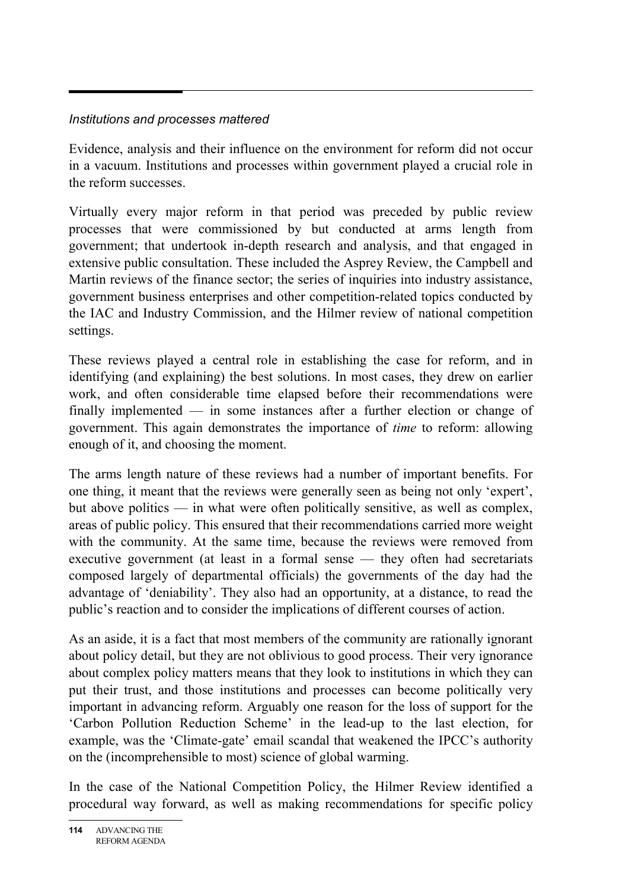*Institutions and processes mattered*

Evidence, analysis and their influence on the environment for reform did not occur in a vacuum. Institutions and processes within government played a crucial role in the reform successes.

Virtually every major reform in that period was preceded by public review processes that were commissioned by but conducted at arms length from government; that undertook in-depth research and analysis, and that engaged in extensive public consultation. These included the Asprey Review, the Campbell and Martin reviews of the finance sector; the series of inquiries into industry assistance, government business enterprises and other competition-related topics conducted by the IAC and Industry Commission, and the Hilmer review of national competition settings.

These reviews played a central role in establishing the case for reform, and in identifying (and explaining) the best solutions. In most cases, they drew on earlier work, and often considerable time elapsed before their recommendations were finally implemented — in some instances after a further election or change of government. This again demonstrates the importance of *time* to reform: allowing enough of it, and choosing the moment.

The arms length nature of these reviews had a number of important benefits. For one thing, it meant that the reviews were generally seen as being not only 'expert', but above politics — in what were often politically sensitive, as well as complex, areas of public policy. This ensured that their recommendations carried more weight with the community. At the same time, because the reviews were removed from executive government (at least in a formal sense — they often had secretariats composed largely of departmental officials) the governments of the day had the advantage of 'deniability'. They also had an opportunity, at a distance, to read the public's reaction and to consider the implications of different courses of action.

As an aside, it is a fact that most members of the community are rationally ignorant about policy detail, but they are not oblivious to good process. Their very ignorance about complex policy matters means that they look to institutions in which they can put their trust, and those institutions and processes can become politically very important in advancing reform. Arguably one reason for the loss of support for the 'Carbon Pollution Reduction Scheme' in the lead-up to the last election, for example, was the 'Climate-gate' email scandal that weakened the IPCC's authority on the (incomprehensible to most) science of global warming.

In the case of the National Competition Policy, the Hilmer Review identified a procedural way forward, as well as making recommendations for specific policy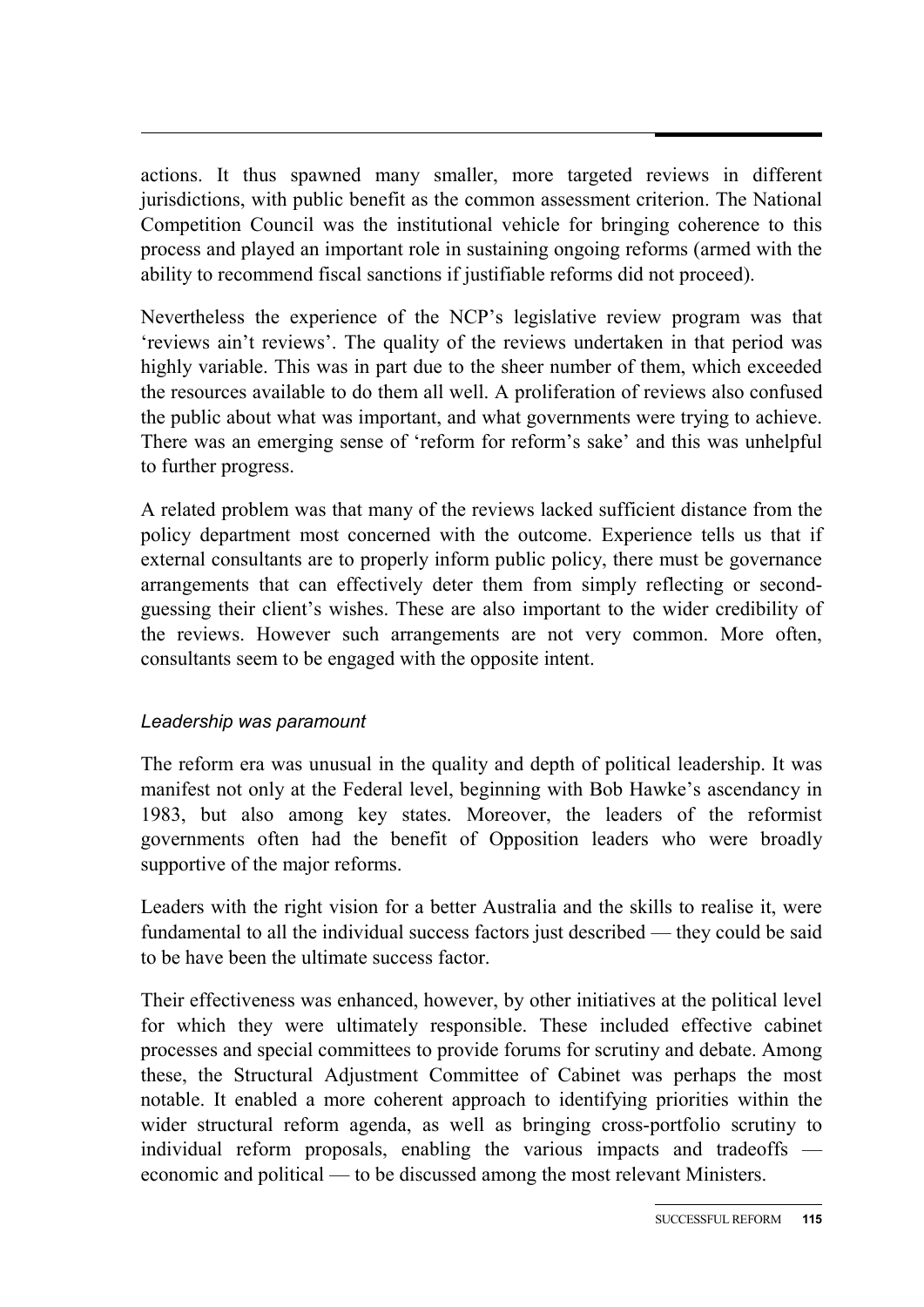actions. It thus spawned many smaller, more targeted reviews in different jurisdictions, with public benefit as the common assessment criterion. The National Competition Council was the institutional vehicle for bringing coherence to this process and played an important role in sustaining ongoing reforms (armed with the ability to recommend fiscal sanctions if justifiable reforms did not proceed).

Nevertheless the experience of the NCP's legislative review program was that 'reviews ain't reviews'. The quality of the reviews undertaken in that period was highly variable. This was in part due to the sheer number of them, which exceeded the resources available to do them all well. A proliferation of reviews also confused the public about what was important, and what governments were trying to achieve. There was an emerging sense of 'reform for reform's sake' and this was unhelpful to further progress.

A related problem was that many of the reviews lacked sufficient distance from the policy department most concerned with the outcome. Experience tells us that if external consultants are to properly inform public policy, there must be governance arrangements that can effectively deter them from simply reflecting or second-guessing their client's wishes. These are also important to the wider credibility of the reviews. However such arrangements are not very common. More often, consultants seem to be engaged with the opposite intent.

### *Leadership was paramount*

The reform era was unusual in the quality and depth of political leadership. It was manifest not only at the Federal level, beginning with Bob Hawke's ascendancy in 1983, but also among key states. Moreover, the leaders of the reformist governments often had the benefit of Opposition leaders who were broadly supportive of the major reforms.

Leaders with the right vision for a better Australia and the skills to realise it, were fundamental to all the individual success factors just described — they could be said to be have been the ultimate success factor.

Their effectiveness was enhanced, however, by other initiatives at the political level for which they were ultimately responsible. These included effective cabinet processes and special committees to provide forums for scrutiny and debate. Among these, the Structural Adjustment Committee of Cabinet was perhaps the most notable. It enabled a more coherent approach to identifying priorities within the wider structural reform agenda, as well as bringing cross-portfolio scrutiny to individual reform proposals, enabling the various impacts and tradeoffs — economic and political — to be discussed among the most relevant Ministers.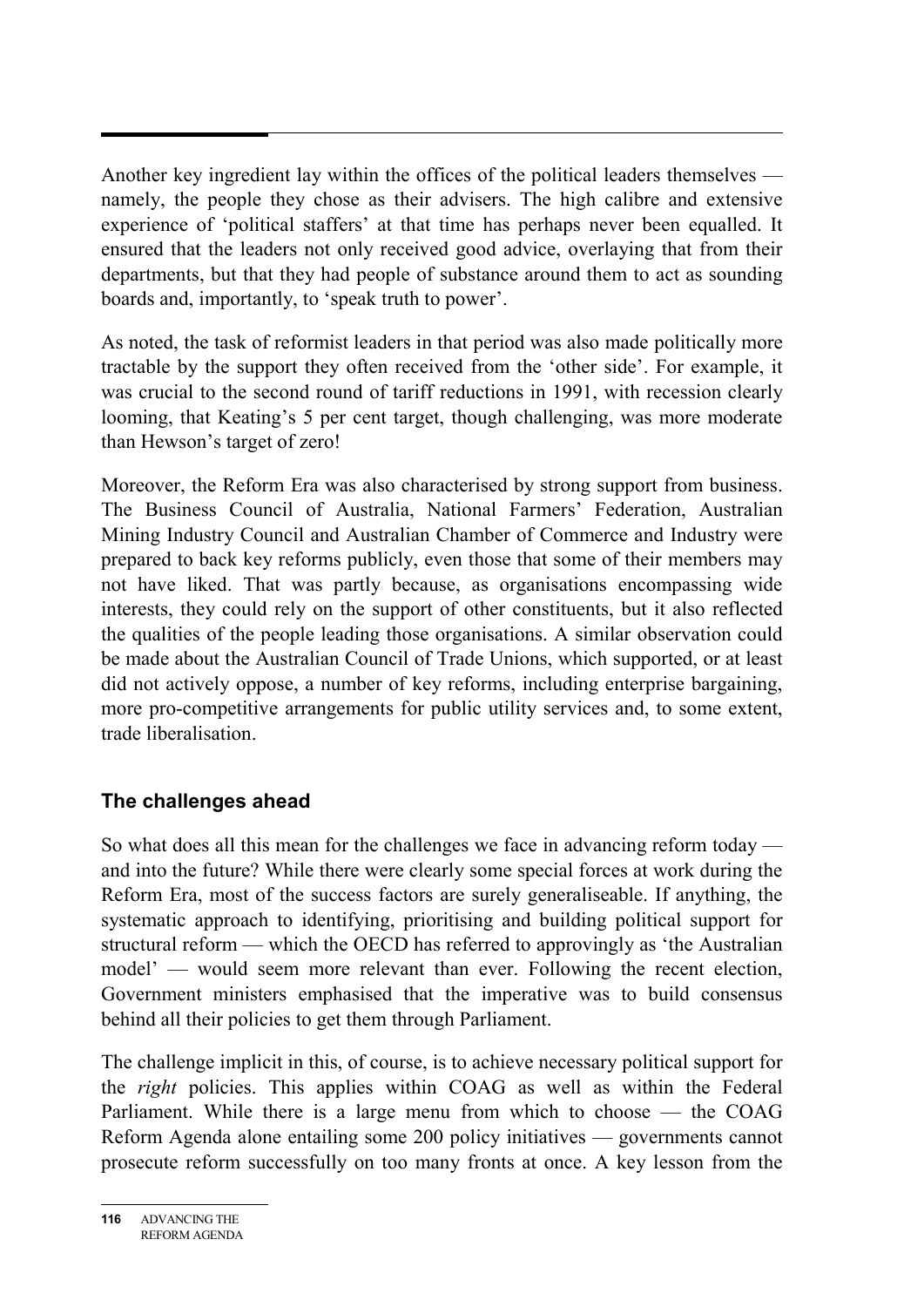Another key ingredient lay within the offices of the political leaders themselves — namely, the people they chose as their advisers. The high calibre and extensive experience of 'political staffers' at that time has perhaps never been equalled. It ensured that the leaders not only received good advice, overlaying that from their departments, but that they had people of substance around them to act as sounding boards and, importantly, to 'speak truth to power'.

As noted, the task of reformist leaders in that period was also made politically more tractable by the support they often received from the 'other side'. For example, it was crucial to the second round of tariff reductions in 1991, with recession clearly looming, that Keating's 5 per cent target, though challenging, was more moderate than Hewson's target of zero!

Moreover, the Reform Era was also characterised by strong support from business. The Business Council of Australia, National Farmers' Federation, Australian Mining Industry Council and Australian Chamber of Commerce and Industry were prepared to back key reforms publicly, even those that some of their members may not have liked. That was partly because, as organisations encompassing wide interests, they could rely on the support of other constituents, but it also reflected the qualities of the people leading those organisations. A similar observation could be made about the Australian Council of Trade Unions, which supported, or at least did not actively oppose, a number of key reforms, including enterprise bargaining, more pro-competitive arrangements for public utility services and, to some extent, trade liberalisation.

## The challenges ahead

So what does all this mean for the challenges we face in advancing reform today — and into the future? While there were clearly some special forces at work during the Reform Era, most of the success factors are surely generaliseable. If anything, the systematic approach to identifying, prioritising and building political support for structural reform — which the OECD has referred to approvingly as 'the Australian model' — would seem more relevant than ever. Following the recent election, Government ministers emphasised that the imperative was to build consensus behind all their policies to get them through Parliament.

The challenge implicit in this, of course, is to achieve necessary political support for the *right* policies. This applies within COAG as well as within the Federal Parliament. While there is a large menu from which to choose — the COAG Reform Agenda alone entailing some 200 policy initiatives — governments cannot prosecute reform successfully on too many fronts at once. A key lesson from the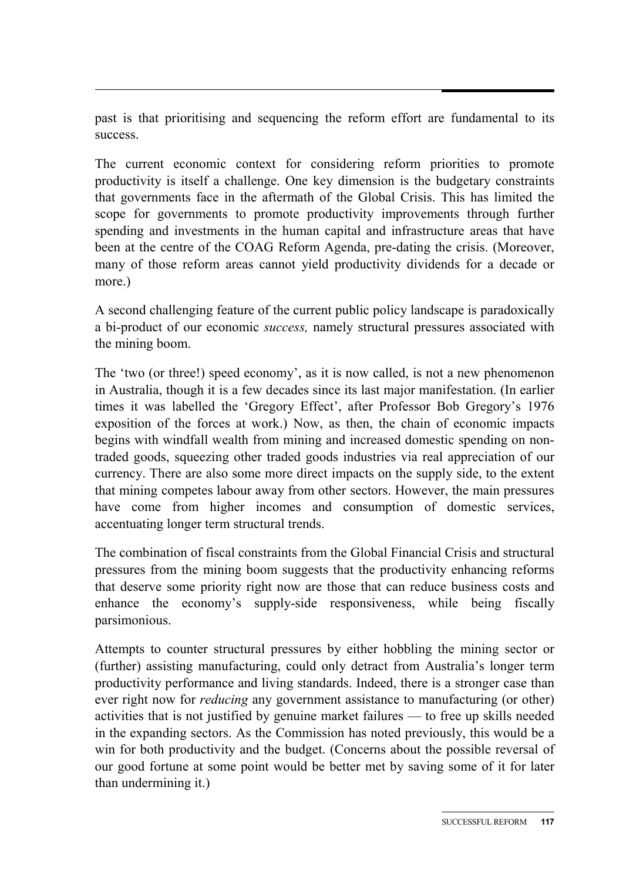past is that prioritising and sequencing the reform effort are fundamental to its success.

The current economic context for considering reform priorities to promote productivity is itself a challenge. One key dimension is the budgetary constraints that governments face in the aftermath of the Global Crisis. This has limited the scope for governments to promote productivity improvements through further spending and investments in the human capital and infrastructure areas that have been at the centre of the COAG Reform Agenda, pre-dating the crisis. (Moreover, many of those reform areas cannot yield productivity dividends for a decade or more.)

A second challenging feature of the current public policy landscape is paradoxically a bi-product of our economic *success,* namely structural pressures associated with the mining boom.

The 'two (or three!) speed economy', as it is now called, is not a new phenomenon in Australia, though it is a few decades since its last major manifestation. (In earlier times it was labelled the 'Gregory Effect', after Professor Bob Gregory's 1976 exposition of the forces at work.) Now, as then, the chain of economic impacts begins with windfall wealth from mining and increased domestic spending on non-traded goods, squeezing other traded goods industries via real appreciation of our currency. There are also some more direct impacts on the supply side, to the extent that mining competes labour away from other sectors. However, the main pressures have come from higher incomes and consumption of domestic services, accentuating longer term structural trends.

The combination of fiscal constraints from the Global Financial Crisis and structural pressures from the mining boom suggests that the productivity enhancing reforms that deserve some priority right now are those that can reduce business costs and enhance the economy's supply-side responsiveness, while being fiscally parsimonious.

Attempts to counter structural pressures by either hobbling the mining sector or (further) assisting manufacturing, could only detract from Australia's longer term productivity performance and living standards. Indeed, there is a stronger case than ever right now for *reducing* any government assistance to manufacturing (or other) activities that is not justified by genuine market failures — to free up skills needed in the expanding sectors. As the Commission has noted previously, this would be a win for both productivity and the budget. (Concerns about the possible reversal of our good fortune at some point would be better met by saving some of it for later than undermining it.)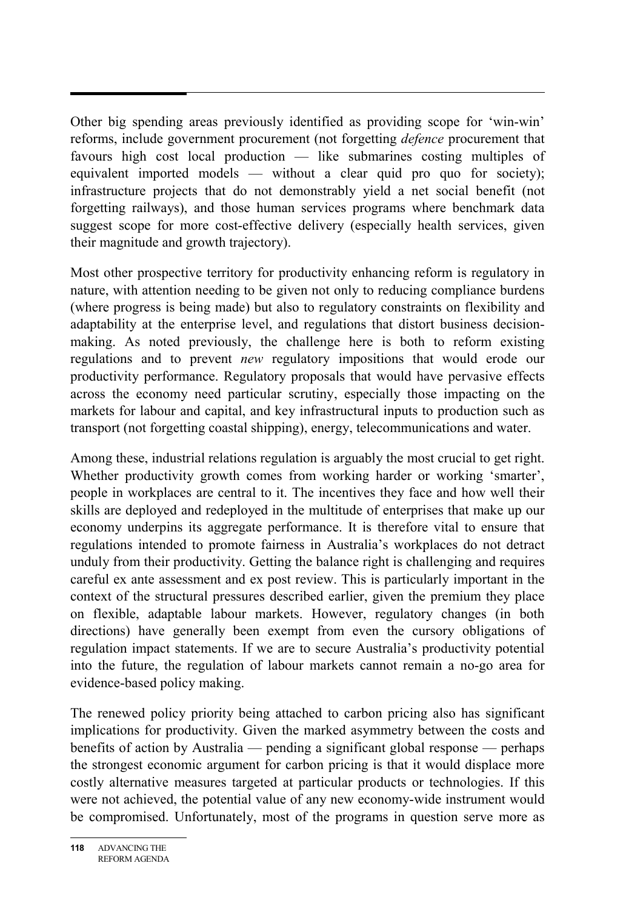Other big spending areas previously identified as providing scope for 'win-win' reforms, include government procurement (not forgetting *defence* procurement that favours high cost local production — like submarines costing multiples of equivalent imported models — without a clear quid pro quo for society); infrastructure projects that do not demonstrably yield a net social benefit (not forgetting railways), and those human services programs where benchmark data suggest scope for more cost-effective delivery (especially health services, given their magnitude and growth trajectory).

Most other prospective territory for productivity enhancing reform is regulatory in nature, with attention needing to be given not only to reducing compliance burdens (where progress is being made) but also to regulatory constraints on flexibility and adaptability at the enterprise level, and regulations that distort business decision-making. As noted previously, the challenge here is both to reform existing regulations and to prevent *new* regulatory impositions that would erode our productivity performance. Regulatory proposals that would have pervasive effects across the economy need particular scrutiny, especially those impacting on the markets for labour and capital, and key infrastructural inputs to production such as transport (not forgetting coastal shipping), energy, telecommunications and water.

Among these, industrial relations regulation is arguably the most crucial to get right. Whether productivity growth comes from working harder or working 'smarter', people in workplaces are central to it. The incentives they face and how well their skills are deployed and redeployed in the multitude of enterprises that make up our economy underpins its aggregate performance. It is therefore vital to ensure that regulations intended to promote fairness in Australia's workplaces do not detract unduly from their productivity. Getting the balance right is challenging and requires careful ex ante assessment and ex post review. This is particularly important in the context of the structural pressures described earlier, given the premium they place on flexible, adaptable labour markets. However, regulatory changes (in both directions) have generally been exempt from even the cursory obligations of regulation impact statements. If we are to secure Australia's productivity potential into the future, the regulation of labour markets cannot remain a no-go area for evidence-based policy making.

The renewed policy priority being attached to carbon pricing also has significant implications for productivity. Given the marked asymmetry between the costs and benefits of action by Australia — pending a significant global response — perhaps the strongest economic argument for carbon pricing is that it would displace more costly alternative measures targeted at particular products or technologies. If this were not achieved, the potential value of any new economy-wide instrument would be compromised. Unfortunately, most of the programs in question serve more as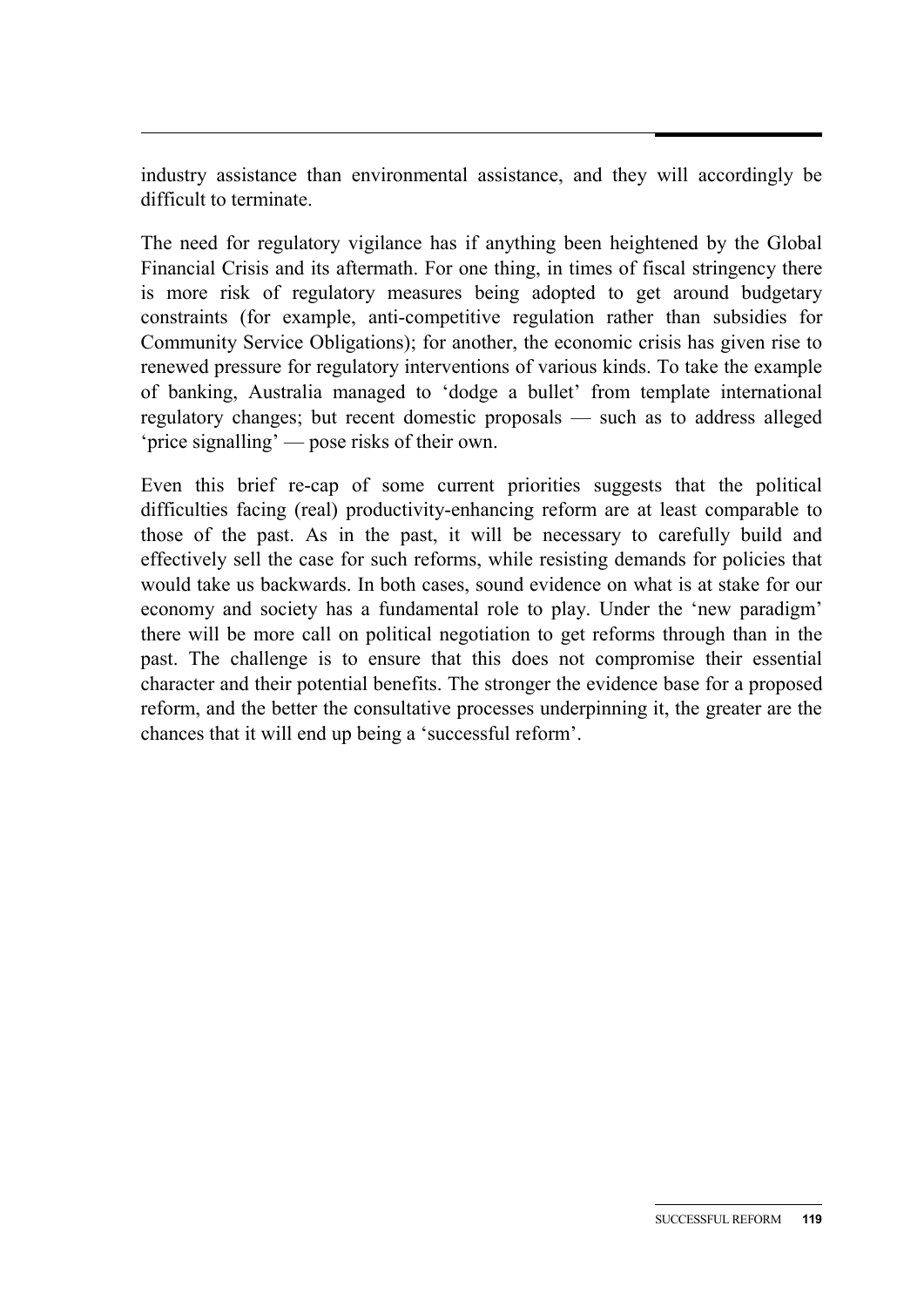industry assistance than environmental assistance, and they will accordingly be difficult to terminate.

The need for regulatory vigilance has if anything been heightened by the Global Financial Crisis and its aftermath. For one thing, in times of fiscal stringency there is more risk of regulatory measures being adopted to get around budgetary constraints (for example, anti-competitive regulation rather than subsidies for Community Service Obligations); for another, the economic crisis has given rise to renewed pressure for regulatory interventions of various kinds. To take the example of banking, Australia managed to 'dodge a bullet' from template international regulatory changes; but recent domestic proposals — such as to address alleged 'price signalling' — pose risks of their own.

Even this brief re-cap of some current priorities suggests that the political difficulties facing (real) productivity-enhancing reform are at least comparable to those of the past. As in the past, it will be necessary to carefully build and effectively sell the case for such reforms, while resisting demands for policies that would take us backwards. In both cases, sound evidence on what is at stake for our economy and society has a fundamental role to play. Under the 'new paradigm' there will be more call on political negotiation to get reforms through than in the past. The challenge is to ensure that this does not compromise their essential character and their potential benefits. The stronger the evidence base for a proposed reform, and the better the consultative processes underpinning it, the greater are the chances that it will end up being a 'successful reform'.